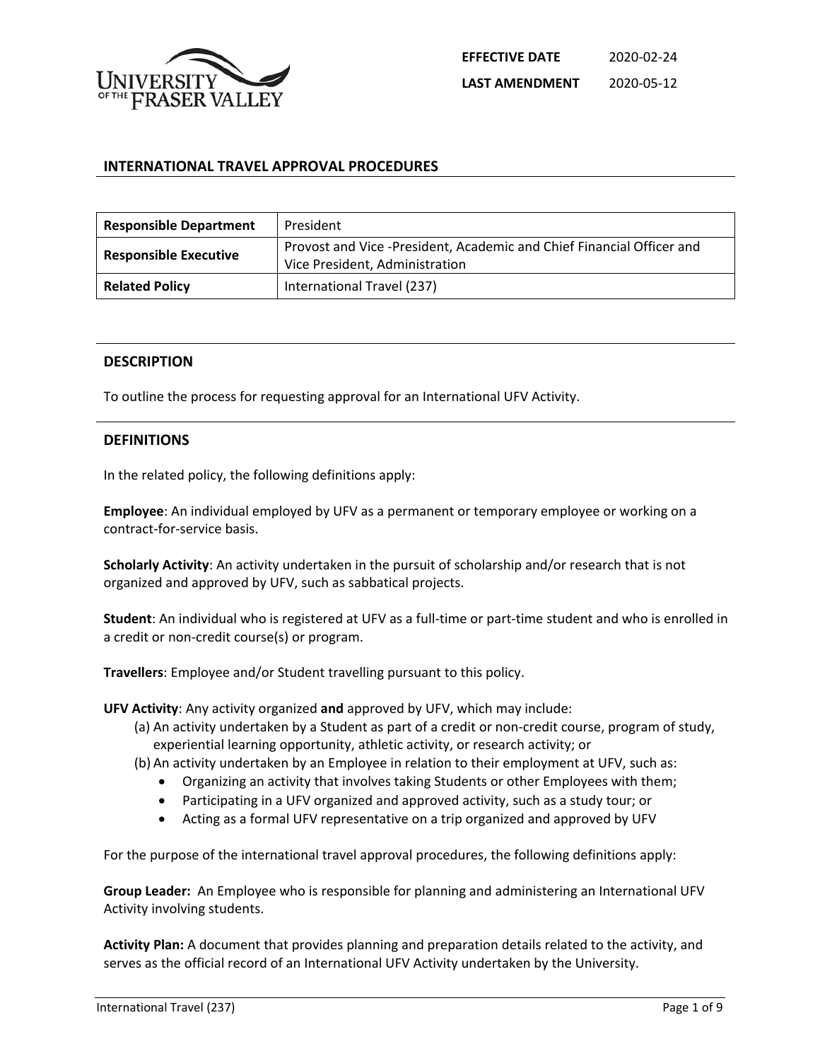| EFFECTIVE DATE | 2020-02-24 |
|---|---|
| LAST AMENDMENT | 2020-05-12 |

# INTERNATIONAL TRAVEL APPROVAL PROCEDURES

| Responsible Department | President |
|---|---|
| Responsible Executive | Provost and Vice -President, Academic and Chief Financial Officer and Vice President, Administration |
| Related Policy | International Travel (237) |

## DESCRIPTION

To outline the process for requesting approval for an International UFV Activity.

## DEFINITIONS

In the related policy, the following definitions apply:

**Employee**: An individual employed by UFV as a permanent or temporary employee or working on a contract-for-service basis.

**Scholarly Activity**: An activity undertaken in the pursuit of scholarship and/or research that is not organized and approved by UFV, such as sabbatical projects.

**Student**: An individual who is registered at UFV as a full-time or part-time student and who is enrolled in a credit or non-credit course(s) or program.

**Travellers**: Employee and/or Student travelling pursuant to this policy.

**UFV Activity**: Any activity organized **and** approved by UFV, which may include:

(a) An activity undertaken by a Student as part of a credit or non-credit course, program of study, experiential learning opportunity, athletic activity, or research activity; or

(b) An activity undertaken by an Employee in relation to their employment at UFV, such as:

- Organizing an activity that involves taking Students or other Employees with them;
- Participating in a UFV organized and approved activity, such as a study tour; or
- Acting as a formal UFV representative on a trip organized and approved by UFV

For the purpose of the international travel approval procedures, the following definitions apply:

**Group Leader:** An Employee who is responsible for planning and administering an International UFV Activity involving students.

**Activity Plan:** A document that provides planning and preparation details related to the activity, and serves as the official record of an International UFV Activity undertaken by the University.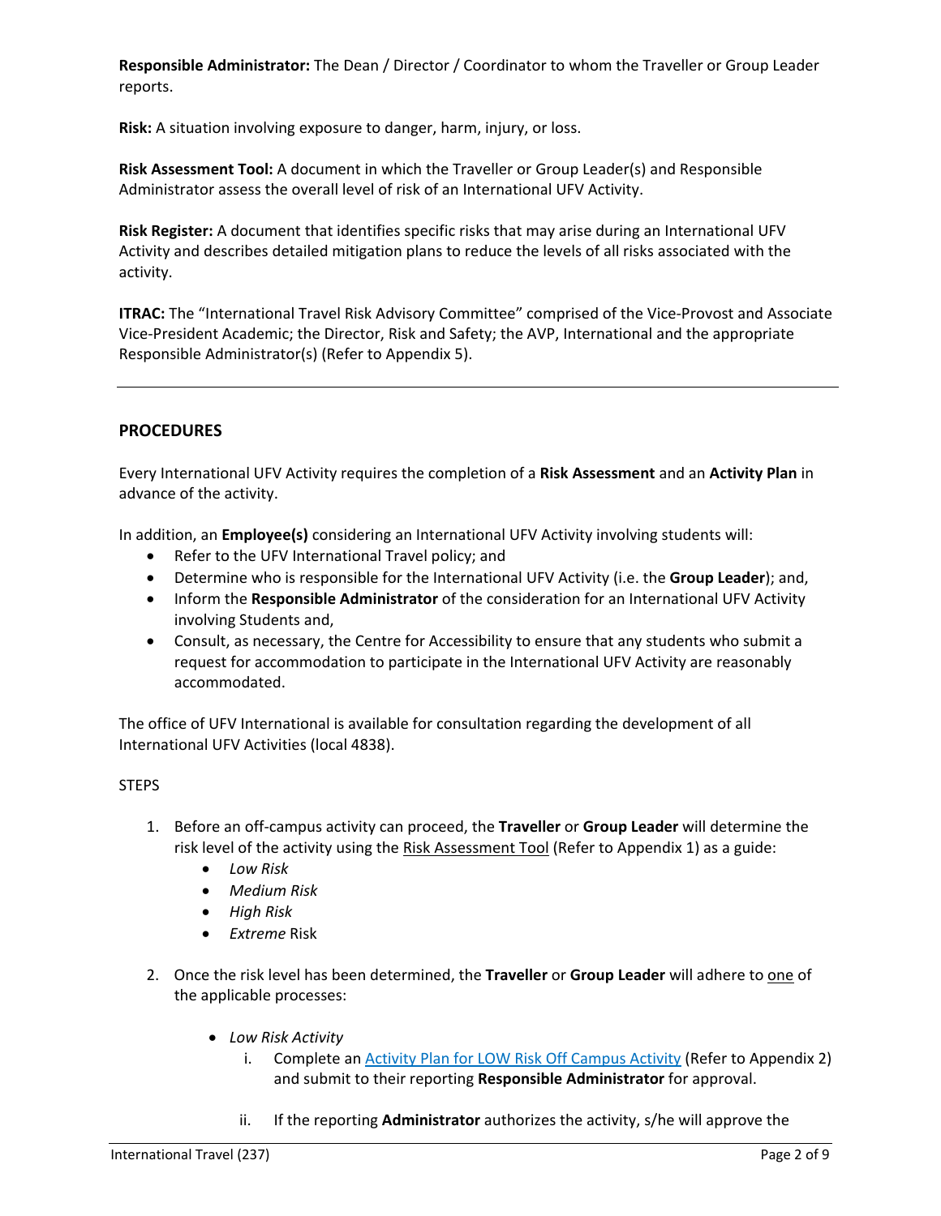**Responsible Administrator:** The Dean / Director / Coordinator to whom the Traveller or Group Leader reports.

**Risk:** A situation involving exposure to danger, harm, injury, or loss.

**Risk Assessment Tool:** A document in which the Traveller or Group Leader(s) and Responsible Administrator assess the overall level of risk of an International UFV Activity.

**Risk Register:** A document that identifies specific risks that may arise during an International UFV Activity and describes detailed mitigation plans to reduce the levels of all risks associated with the activity.

**ITRAC:** The "International Travel Risk Advisory Committee" comprised of the Vice-Provost and Associate Vice-President Academic; the Director, Risk and Safety; the AVP, International and the appropriate Responsible Administrator(s) (Refer to Appendix 5).

---

## PROCEDURES

Every International UFV Activity requires the completion of a **Risk Assessment** and an **Activity Plan** in advance of the activity.

In addition, an **Employee(s)** considering an International UFV Activity involving students will:

- Refer to the UFV International Travel policy; and
- Determine who is responsible for the International UFV Activity (i.e. the **Group Leader**); and,
- Inform the **Responsible Administrator** of the consideration for an International UFV Activity involving Students and,
- Consult, as necessary, the Centre for Accessibility to ensure that any students who submit a request for accommodation to participate in the International UFV Activity are reasonably accommodated.

The office of UFV International is available for consultation regarding the development of all International UFV Activities (local 4838).

STEPS

1. Before an off-campus activity can proceed, the **Traveller** or **Group Leader** will determine the risk level of the activity using the Risk Assessment Tool (Refer to Appendix 1) as a guide:
    - *Low Risk*
    - *Medium Risk*
    - *High Risk*
    - *Extreme* Risk

2. Once the risk level has been determined, the **Traveller** or **Group Leader** will adhere to one of the applicable processes:

    - *Low Risk Activity*
        i. Complete an Activity Plan for LOW Risk Off Campus Activity (Refer to Appendix 2) and submit to their reporting **Responsible Administrator** for approval.

        ii. If the reporting **Administrator** authorizes the activity, s/he will approve the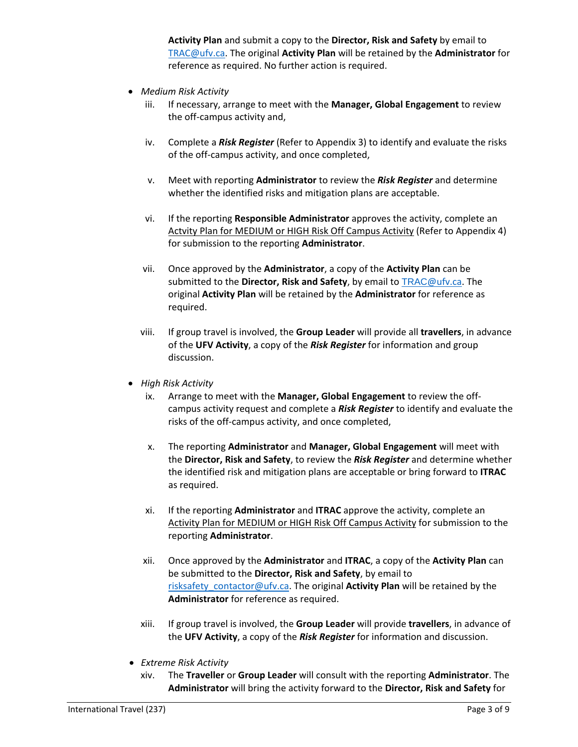**Activity Plan** and submit a copy to the **Director, Risk and Safety** by email to TRAC@ufv.ca. The original **Activity Plan** will be retained by the **Administrator** for reference as required. No further action is required.

- *Medium Risk Activity*
    iii. If necessary, arrange to meet with the **Manager, Global Engagement** to review the off-campus activity and,

    iv. Complete a ***Risk Register*** (Refer to Appendix 3) to identify and evaluate the risks of the off-campus activity, and once completed,

    v. Meet with reporting **Administrator** to review the ***Risk Register*** and determine whether the identified risks and mitigation plans are acceptable.

    vi. If the reporting **Responsible Administrator** approves the activity, complete an <u>Actvity Plan for MEDIUM or HIGH Risk Off Campus Activity</u> (Refer to Appendix 4) for submission to the reporting **Administrator**.

    vii. Once approved by the **Administrator**, a copy of the **Activity Plan** can be submitted to the **Director, Risk and Safety**, by email to TRAC@ufv.ca. The original **Activity Plan** will be retained by the **Administrator** for reference as required.

    viii. If group travel is involved, the **Group Leader** will provide all **travellers**, in advance of the **UFV Activity**, a copy of the ***Risk Register*** for information and group discussion.

- *High Risk Activity*
    ix. Arrange to meet with the **Manager, Global Engagement** to review the off-campus activity request and complete a ***Risk Register*** to identify and evaluate the risks of the off-campus activity, and once completed,

    x. The reporting **Administrator** and **Manager, Global Engagement** will meet with the **Director, Risk and Safety**, to review the ***Risk Register*** and determine whether the identified risk and mitigation plans are acceptable or bring forward to **ITRAC** as required.

    xi. If the reporting **Administrator** and **ITRAC** approve the activity, complete an <u>Activity Plan for MEDIUM or HIGH Risk Off Campus Activity</u> for submission to the reporting **Administrator**.

    xii. Once approved by the **Administrator** and **ITRAC**, a copy of the **Activity Plan** can be submitted to the **Director, Risk and Safety**, by email to risksafety_contactor@ufv.ca. The original **Activity Plan** will be retained by the **Administrator** for reference as required.

    xiii. If group travel is involved, the **Group Leader** will provide **travellers**, in advance of the **UFV Activity**, a copy of the ***Risk Register*** for information and discussion.

- *Extreme Risk Activity*
    xiv. The **Traveller** or **Group Leader** will consult with the reporting **Administrator**. The **Administrator** will bring the activity forward to the **Director, Risk and Safety** for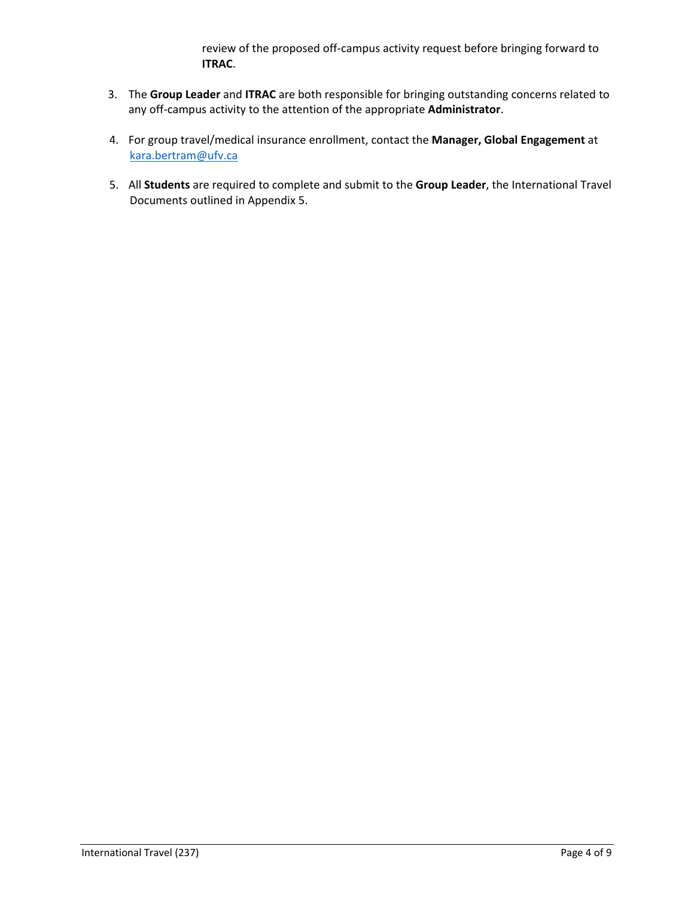review of the proposed off-campus activity request before bringing forward to **ITRAC**.

3. The **Group Leader** and **ITRAC** are both responsible for bringing outstanding concerns related to any off-campus activity to the attention of the appropriate **Administrator**.

4. For group travel/medical insurance enrollment, contact the **Manager, Global Engagement** at kara.bertram@ufv.ca

5. All **Students** are required to complete and submit to the **Group Leader**, the International Travel Documents outlined in Appendix 5.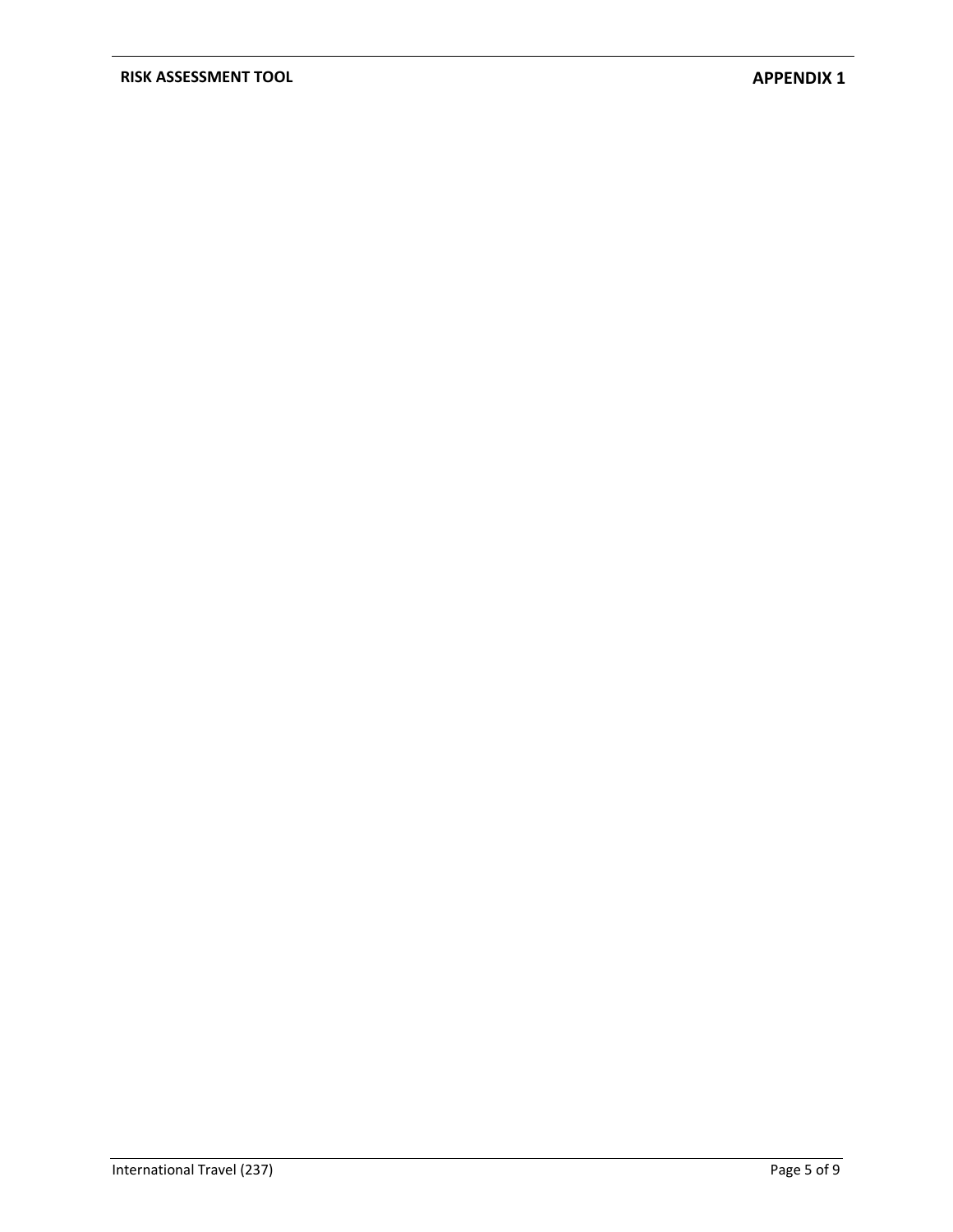**RISK ASSESSMENT TOOL**

**APPENDIX 1**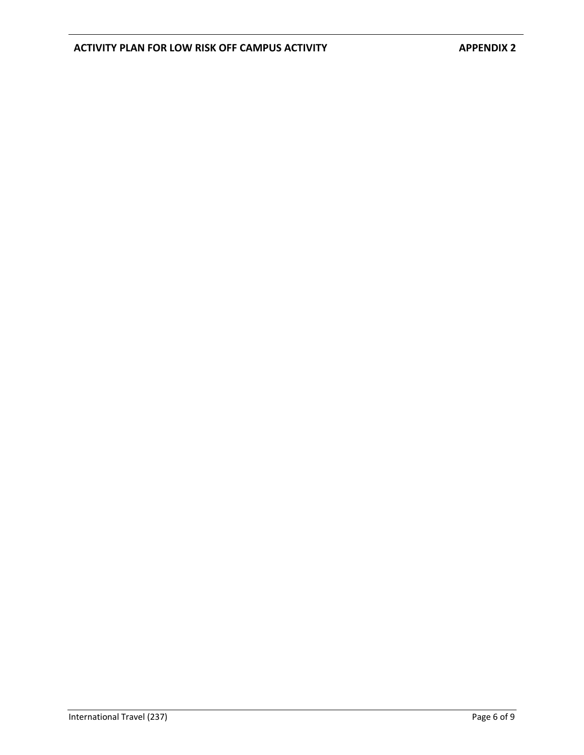## ACTIVITY PLAN FOR LOW RISK OFF CAMPUS ACTIVITY — APPENDIX 2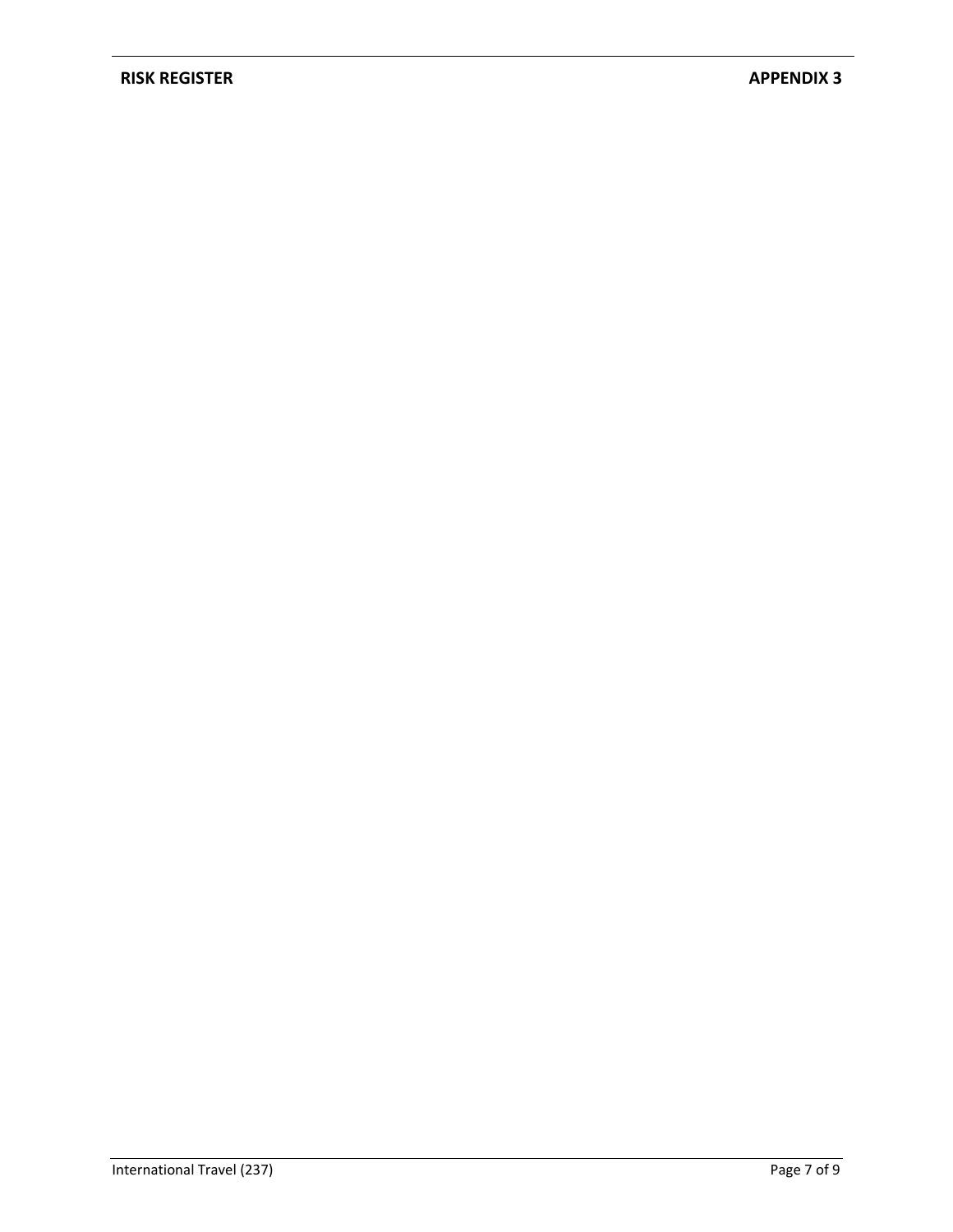**RISK REGISTER** **APPENDIX 3**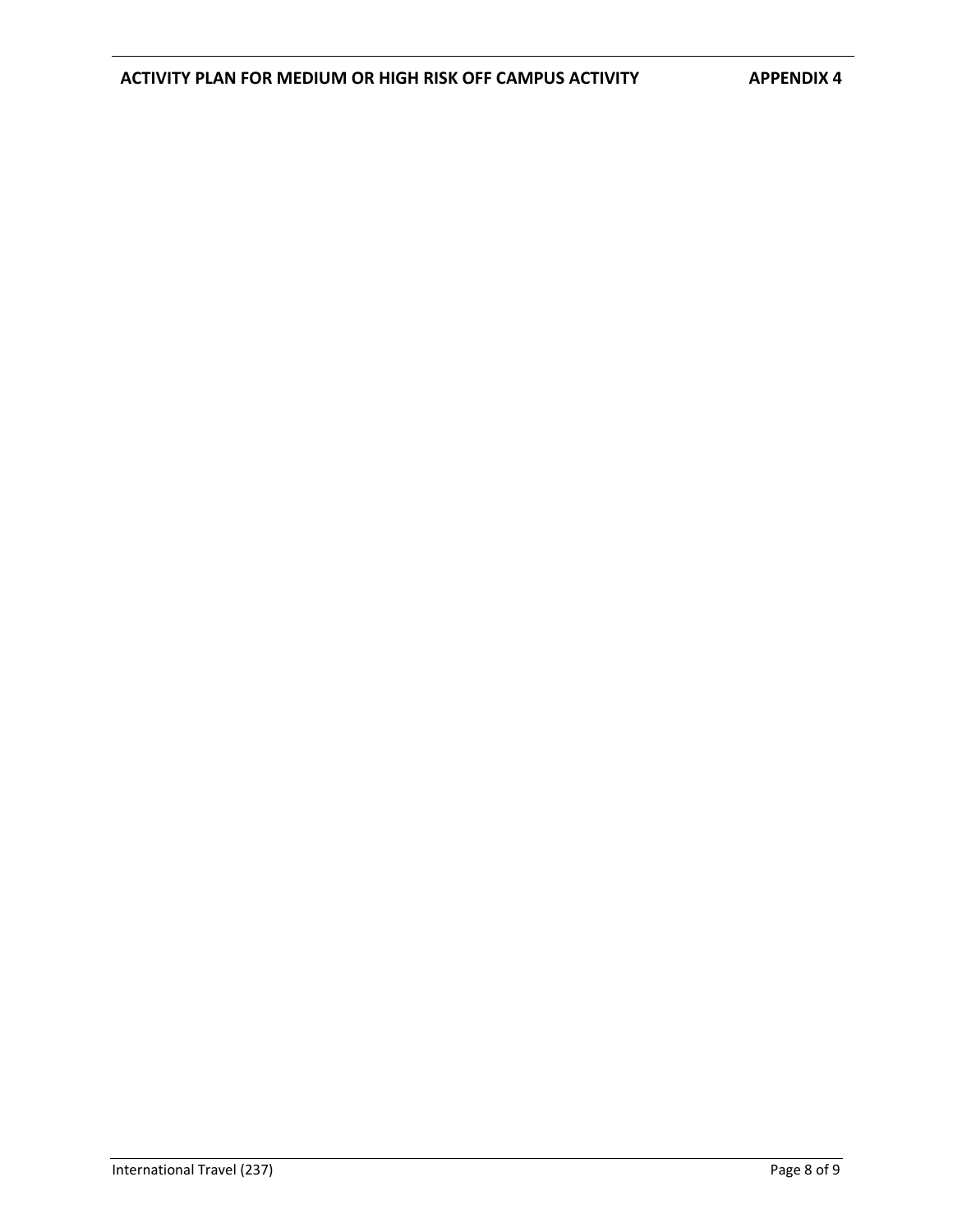**ACTIVITY PLAN FOR MEDIUM OR HIGH RISK OFF CAMPUS ACTIVITY APPENDIX 4**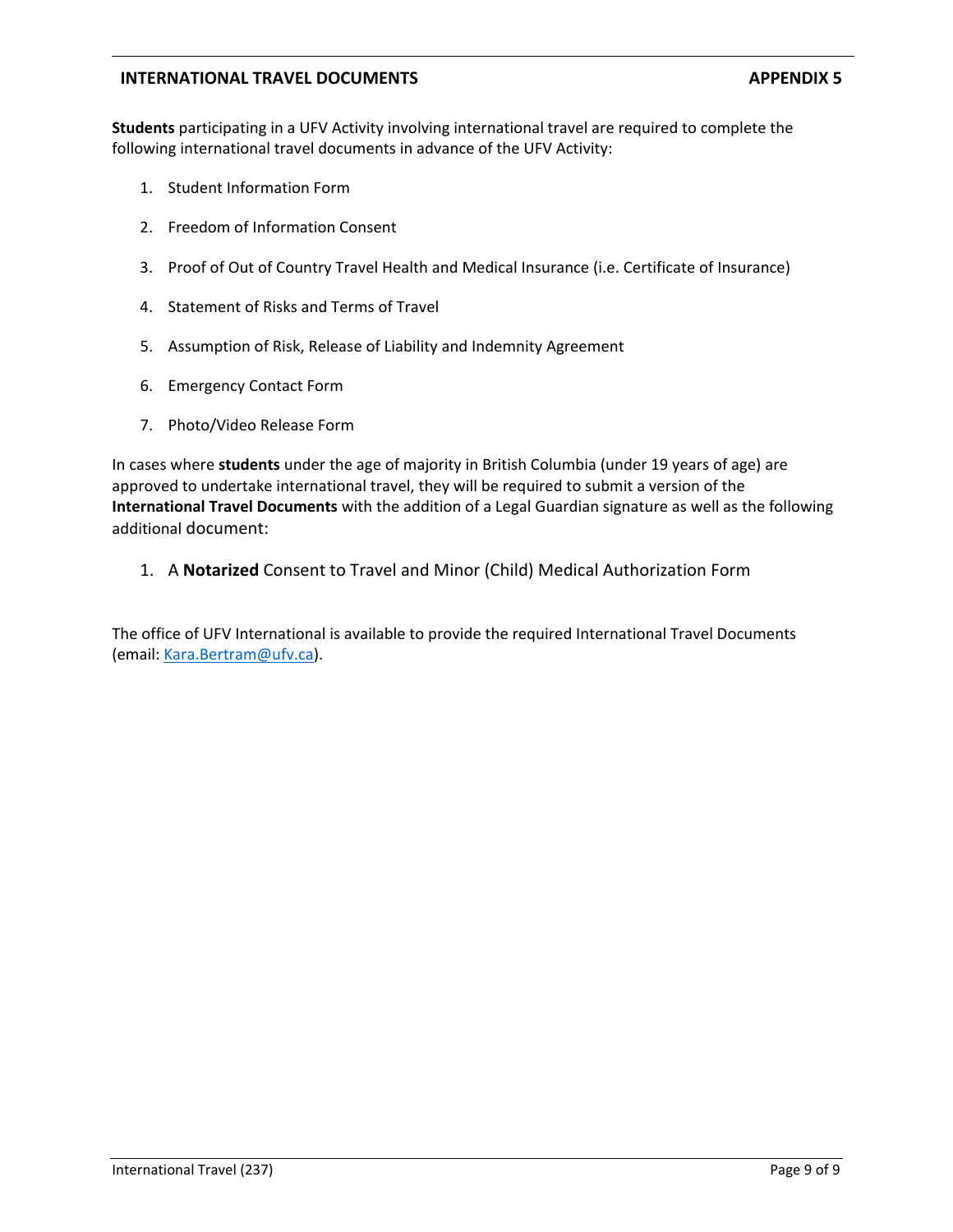## INTERNATIONAL TRAVEL DOCUMENTS — APPENDIX 5

**Students** participating in a UFV Activity involving international travel are required to complete the following international travel documents in advance of the UFV Activity:

1. Student Information Form
2. Freedom of Information Consent
3. Proof of Out of Country Travel Health and Medical Insurance (i.e. Certificate of Insurance)
4. Statement of Risks and Terms of Travel
5. Assumption of Risk, Release of Liability and Indemnity Agreement
6. Emergency Contact Form
7. Photo/Video Release Form

In cases where **students** under the age of majority in British Columbia (under 19 years of age) are approved to undertake international travel, they will be required to submit a version of the **International Travel Documents** with the addition of a Legal Guardian signature as well as the following additional document:

1. A **Notarized** Consent to Travel and Minor (Child) Medical Authorization Form

The office of UFV International is available to provide the required International Travel Documents (email: Kara.Bertram@ufv.ca).